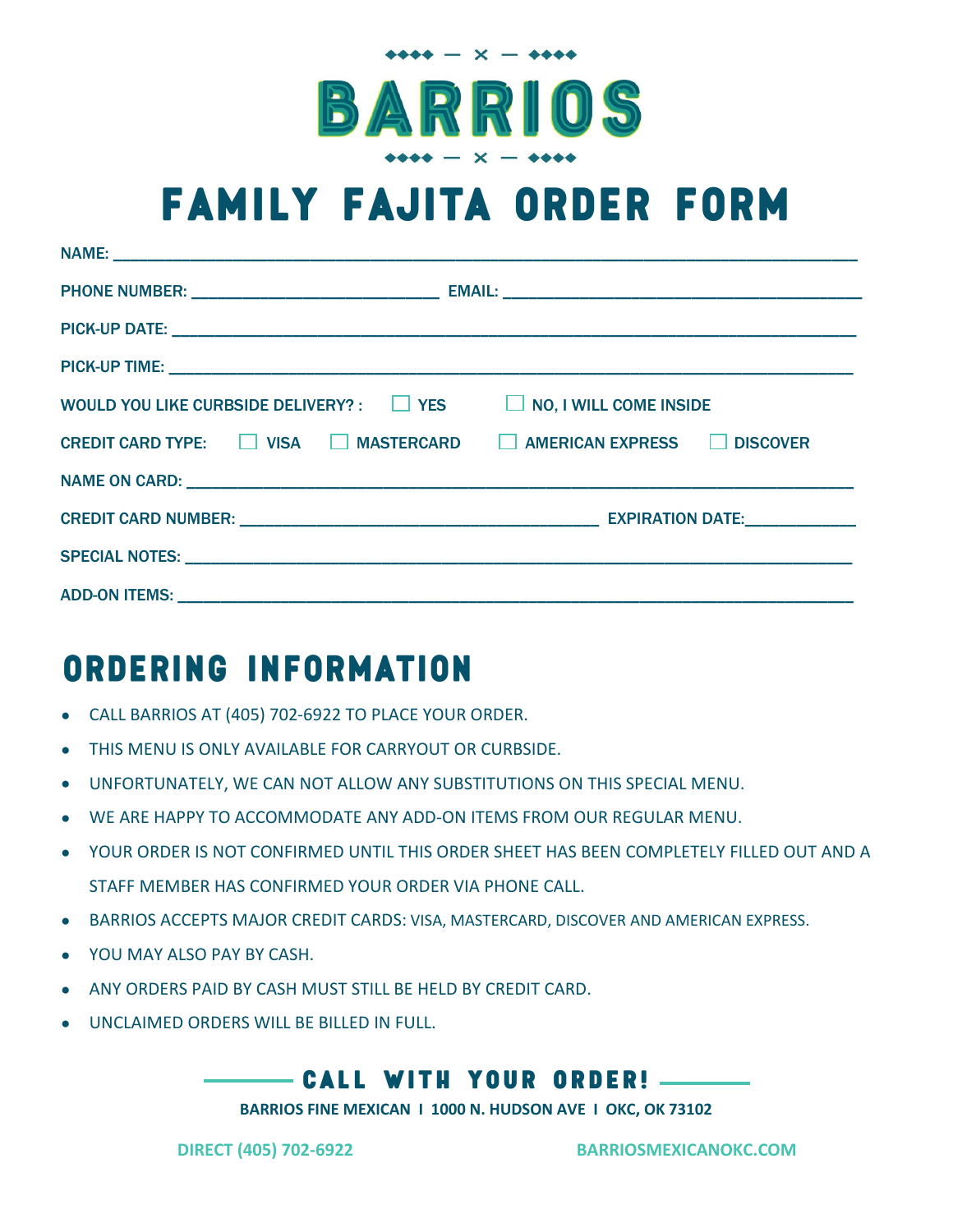◆◆◆◆ — ✕ — ◆◆◆◆

# BARRIOS

◆◆◆◆ — ✕ — ◆◆◆◆

# FAMILY FAJITA ORDER FORM

NAME: ________________________________________________________________________________

PHONE NUMBER: ___________________________ EMAIL: ________________________________________

PICK-UP DATE: ___________________________________________________________________________

PICK-UP TIME: ___________________________________________________________________________

WOULD YOU LIKE CURBSIDE DELIVERY? : ☐ YES ☐ NO, I WILL COME INSIDE

CREDIT CARD TYPE: ☐ VISA ☐ MASTERCARD ☐ AMERICAN EXPRESS ☐ DISCOVER

NAME ON CARD: __________________________________________________________________________

CREDIT CARD NUMBER: _______________________________________ EXPIRATION DATE:____________

SPECIAL NOTES: _________________________________________________________________________

ADD-ON ITEMS: __________________________________________________________________________

## ORDERING INFORMATION

- CALL BARRIOS AT (405) 702-6922 TO PLACE YOUR ORDER.
- THIS MENU IS ONLY AVAILABLE FOR CARRYOUT OR CURBSIDE.
- UNFORTUNATELY, WE CAN NOT ALLOW ANY SUBSTITUTIONS ON THIS SPECIAL MENU.
- WE ARE HAPPY TO ACCOMMODATE ANY ADD-ON ITEMS FROM OUR REGULAR MENU.
- YOUR ORDER IS NOT CONFIRMED UNTIL THIS ORDER SHEET HAS BEEN COMPLETELY FILLED OUT AND A STAFF MEMBER HAS CONFIRMED YOUR ORDER VIA PHONE CALL.
- BARRIOS ACCEPTS MAJOR CREDIT CARDS: VISA, MASTERCARD, DISCOVER AND AMERICAN EXPRESS.
- YOU MAY ALSO PAY BY CASH.
- ANY ORDERS PAID BY CASH MUST STILL BE HELD BY CREDIT CARD.
- UNCLAIMED ORDERS WILL BE BILLED IN FULL.

## CALL WITH YOUR ORDER!

**BARRIOS FINE MEXICAN I 1000 N. HUDSON AVE I OKC, OK 73102**

**DIRECT (405) 702-6922** **BARRIOSMEXICANOKC.COM**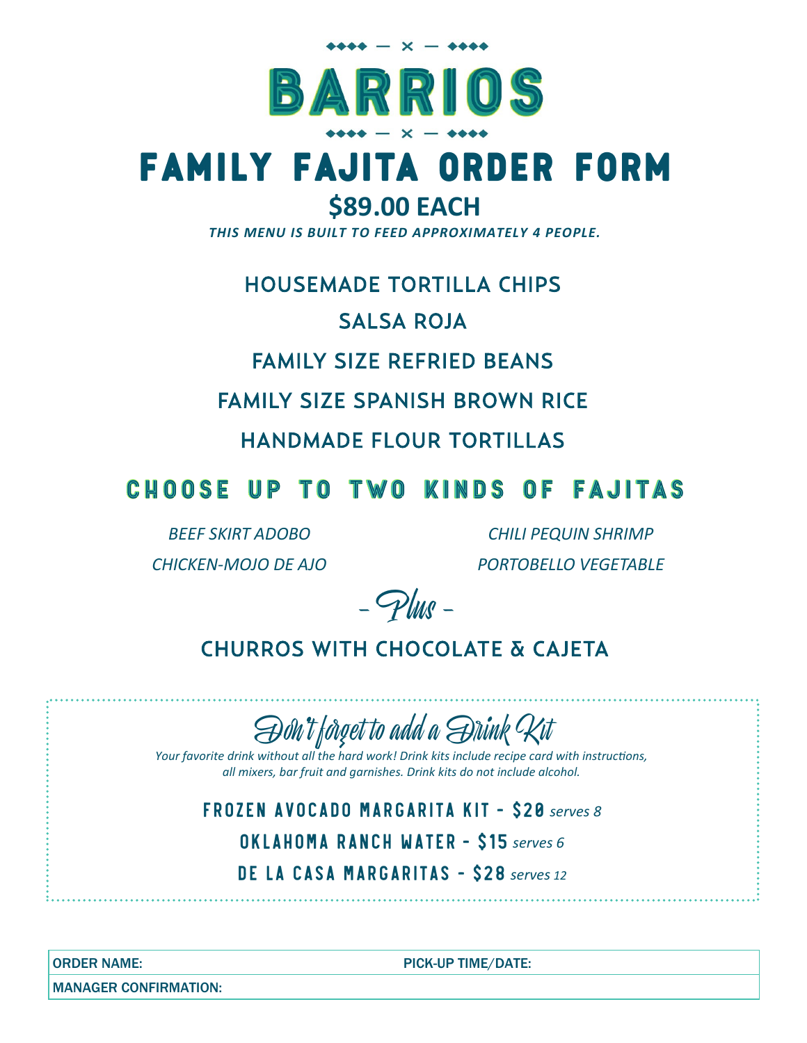# BARRIOS

## FAMILY FAJITA ORDER FORM

**$89.00 EACH**

***THIS MENU IS BUILT TO FEED APPROXIMATELY 4 PEOPLE.***

### HOUSEMADE TORTILLA CHIPS

### SALSA ROJA

### FAMILY SIZE REFRIED BEANS

### FAMILY SIZE SPANISH BROWN RICE

### HANDMADE FLOUR TORTILLAS

## CHOOSE UP TO TWO KINDS OF FAJITAS

*BEEF SKIRT ADOBO*

*CHICKEN-MOJO DE AJO*

*CHILI PEQUIN SHRIMP*

*PORTOBELLO VEGETABLE*

- Plus -

### CHURROS WITH CHOCOLATE & CAJETA

## Don't forget to add a Drink Kit

*Your favorite drink without all the hard work! Drink kits include recipe card with instructions, all mixers, bar fruit and garnishes. Drink kits do not include alcohol.*

**FROZEN AVOCADO MARGARITA KIT - $20** *serves 8*

**OKLAHOMA RANCH WATER - $15** *serves 6*

**DE LA CASA MARGARITAS - $28** *serves 12*

| | |
|---|---|
| ORDER NAME: | PICK-UP TIME/DATE: |
| MANAGER CONFIRMATION: | |